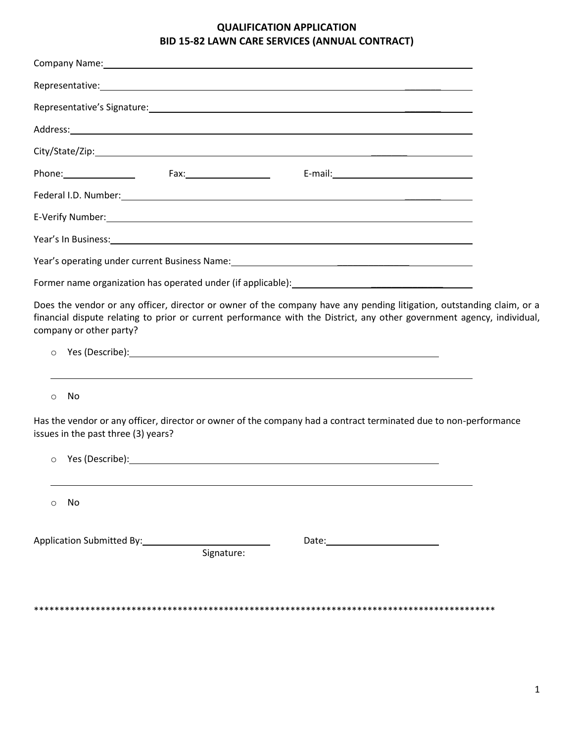**QUALIFICATION APPLICATION**
**BID 15-82 LAWN CARE SERVICES (ANNUAL CONTRACT)**

Company Name:_______________________________________________

Representative:_______________________________________________

Representative's Signature:_______________________________________________

Address:_______________________________________________

City/State/Zip:_______________________________________________

Phone:______________ Fax:________________ E-mail:__________________________

Federal I.D. Number:_______________________________________________

E-Verify Number:_______________________________________________

Year's In Business:_______________________________________________

Year's operating under current Business Name:_______________________________________________

Former name organization has operated under (if applicable):_______________________________________________

Does the vendor or any officer, director or owner of the company have any pending litigation, outstanding claim, or a financial dispute relating to prior or current performance with the District, any other government agency, individual, company or other party?

- Yes (Describe):_______________________________________________
  _______________________________________________
- No

Has the vendor or any officer, director or owner of the company had a contract terminated due to non-performance issues in the past three (3) years?

- Yes (Describe):_______________________________________________
  _______________________________________________
- No

Application Submitted By:________________________ Date:____________________
Signature:

*****************************************************************************************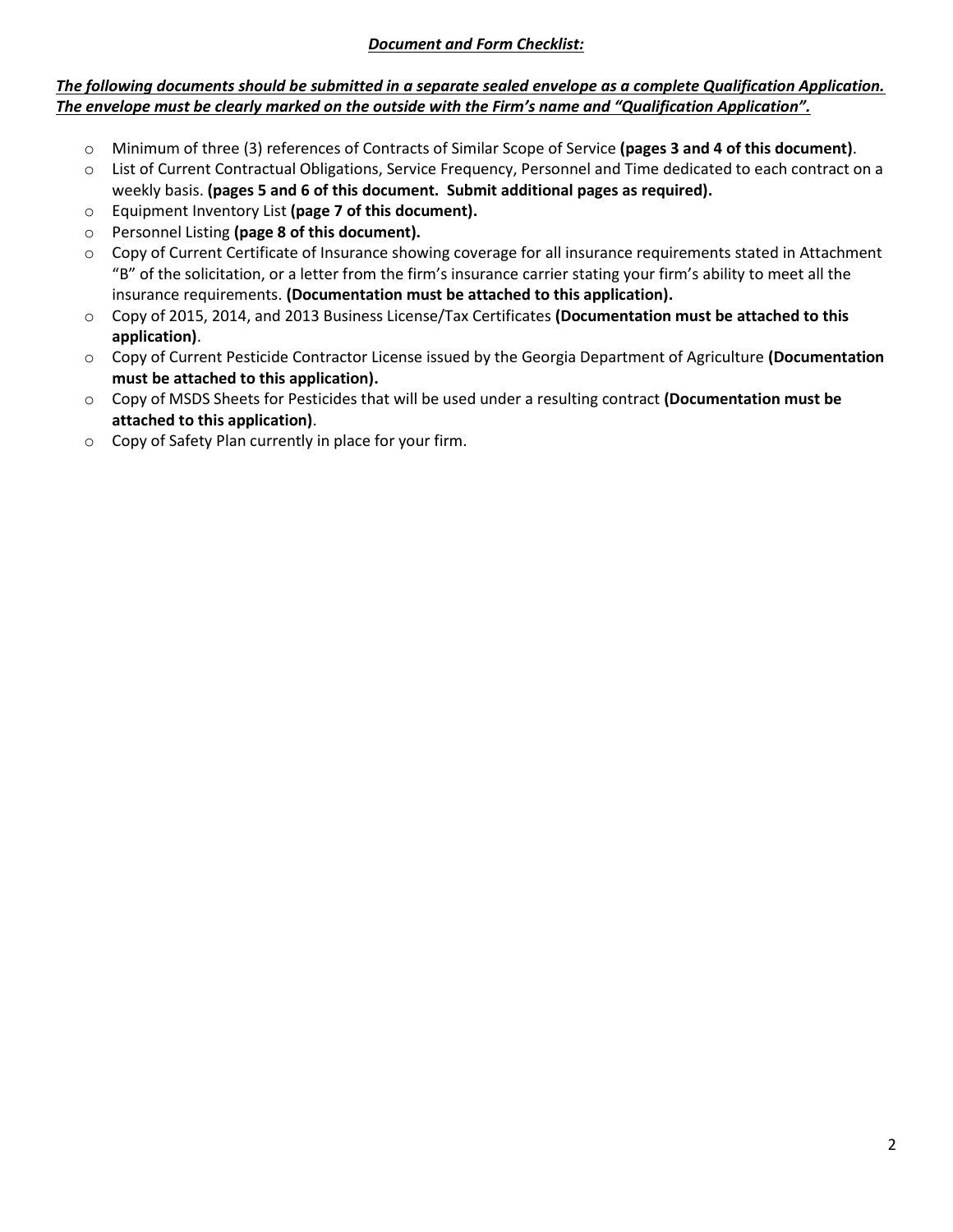***<u>Document and Form Checklist:</u>***

***<u>The following documents should be submitted in a separate sealed envelope as a complete Qualification Application. The envelope must be clearly marked on the outside with the Firm's name and "Qualification Application".</u>***

- Minimum of three (3) references of Contracts of Similar Scope of Service **(pages 3 and 4 of this document)**.
- List of Current Contractual Obligations, Service Frequency, Personnel and Time dedicated to each contract on a weekly basis. **(pages 5 and 6 of this document. Submit additional pages as required).**
- Equipment Inventory List **(page 7 of this document).**
- Personnel Listing **(page 8 of this document).**
- Copy of Current Certificate of Insurance showing coverage for all insurance requirements stated in Attachment "B" of the solicitation, or a letter from the firm's insurance carrier stating your firm's ability to meet all the insurance requirements. **(Documentation must be attached to this application).**
- Copy of 2015, 2014, and 2013 Business License/Tax Certificates **(Documentation must be attached to this application)**.
- Copy of Current Pesticide Contractor License issued by the Georgia Department of Agriculture **(Documentation must be attached to this application).**
- Copy of MSDS Sheets for Pesticides that will be used under a resulting contract **(Documentation must be attached to this application)**.
- Copy of Safety Plan currently in place for your firm.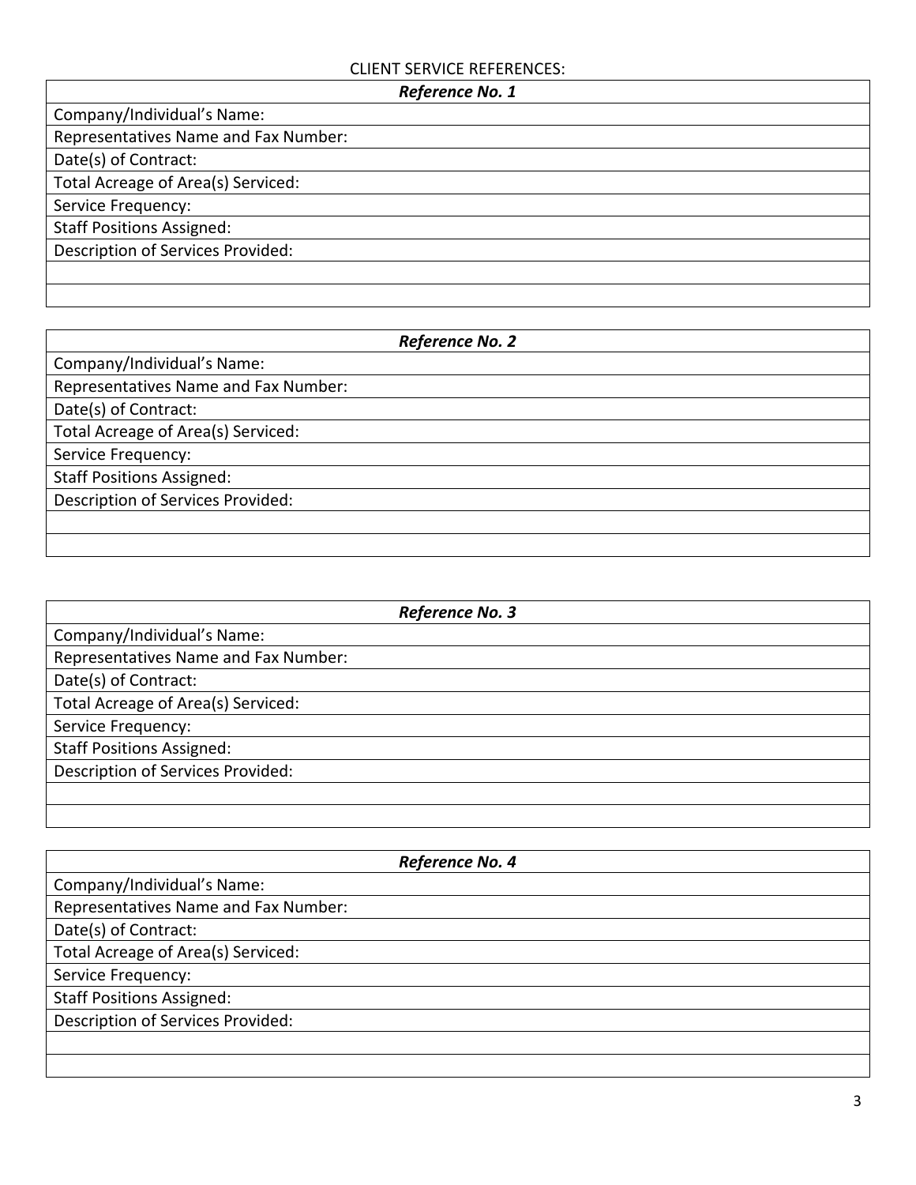CLIENT SERVICE REFERENCES:

| *Reference No. 1* |
|---|
| Company/Individual's Name: |
| Representatives Name and Fax Number: |
| Date(s) of Contract: |
| Total Acreage of Area(s) Serviced: |
| Service Frequency: |
| Staff Positions Assigned: |
| Description of Services Provided: |
| |
| |

| *Reference No. 2* |
|---|
| Company/Individual's Name: |
| Representatives Name and Fax Number: |
| Date(s) of Contract: |
| Total Acreage of Area(s) Serviced: |
| Service Frequency: |
| Staff Positions Assigned: |
| Description of Services Provided: |
| |
| |

| *Reference No. 3* |
|---|
| Company/Individual's Name: |
| Representatives Name and Fax Number: |
| Date(s) of Contract: |
| Total Acreage of Area(s) Serviced: |
| Service Frequency: |
| Staff Positions Assigned: |
| Description of Services Provided: |
| |
| |

| *Reference No. 4* |
|---|
| Company/Individual's Name: |
| Representatives Name and Fax Number: |
| Date(s) of Contract: |
| Total Acreage of Area(s) Serviced: |
| Service Frequency: |
| Staff Positions Assigned: |
| Description of Services Provided: |
| |
| |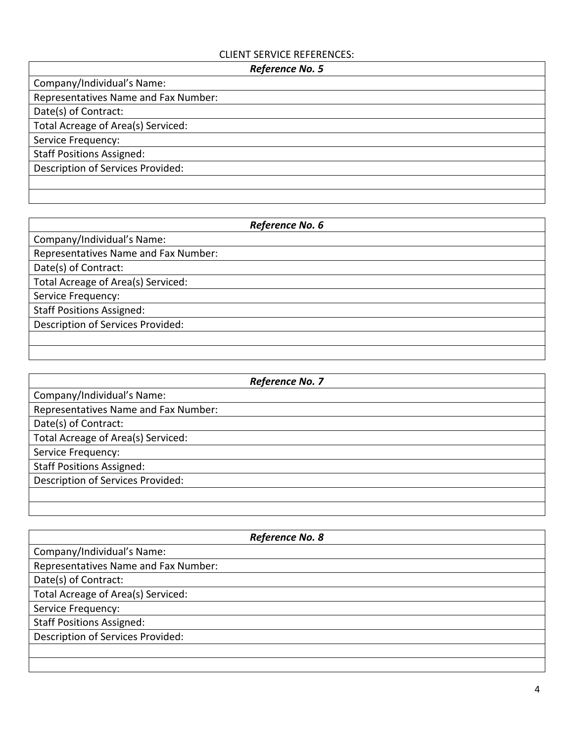CLIENT SERVICE REFERENCES:

| ***Reference No. 5*** |
| --- |
| Company/Individual's Name: |
| Representatives Name and Fax Number: |
| Date(s) of Contract: |
| Total Acreage of Area(s) Serviced: |
| Service Frequency: |
| Staff Positions Assigned: |
| Description of Services Provided: |
| |
| |

| ***Reference No. 6*** |
| --- |
| Company/Individual's Name: |
| Representatives Name and Fax Number: |
| Date(s) of Contract: |
| Total Acreage of Area(s) Serviced: |
| Service Frequency: |
| Staff Positions Assigned: |
| Description of Services Provided: |
| |
| |

| ***Reference No. 7*** |
| --- |
| Company/Individual's Name: |
| Representatives Name and Fax Number: |
| Date(s) of Contract: |
| Total Acreage of Area(s) Serviced: |
| Service Frequency: |
| Staff Positions Assigned: |
| Description of Services Provided: |
| |
| |

| ***Reference No. 8*** |
| --- |
| Company/Individual's Name: |
| Representatives Name and Fax Number: |
| Date(s) of Contract: |
| Total Acreage of Area(s) Serviced: |
| Service Frequency: |
| Staff Positions Assigned: |
| Description of Services Provided: |
| |
| |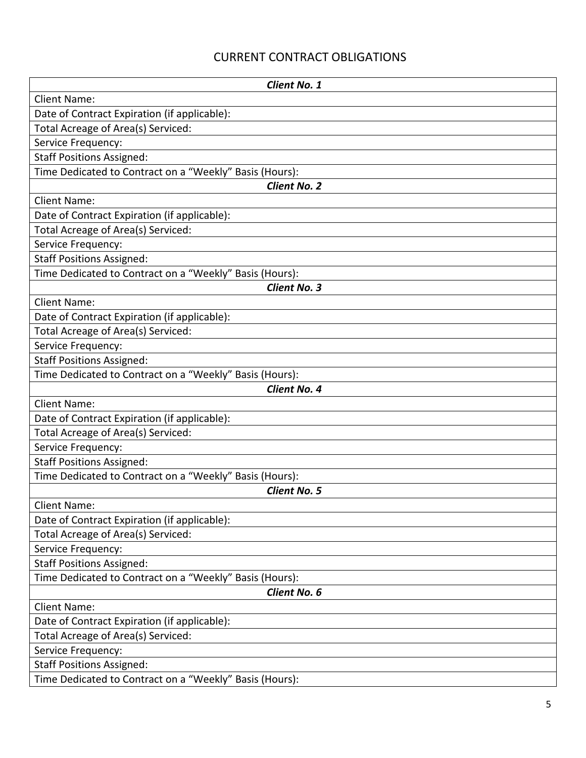# CURRENT CONTRACT OBLIGATIONS

| ***Client No. 1*** |
|---|
| Client Name: |
| Date of Contract Expiration (if applicable): |
| Total Acreage of Area(s) Serviced: |
| Service Frequency: |
| Staff Positions Assigned: |
| Time Dedicated to Contract on a "Weekly" Basis (Hours): |
| ***Client No. 2*** |
| Client Name: |
| Date of Contract Expiration (if applicable): |
| Total Acreage of Area(s) Serviced: |
| Service Frequency: |
| Staff Positions Assigned: |
| Time Dedicated to Contract on a "Weekly" Basis (Hours): |
| ***Client No. 3*** |
| Client Name: |
| Date of Contract Expiration (if applicable): |
| Total Acreage of Area(s) Serviced: |
| Service Frequency: |
| Staff Positions Assigned: |
| Time Dedicated to Contract on a "Weekly" Basis (Hours): |
| ***Client No. 4*** |
| Client Name: |
| Date of Contract Expiration (if applicable): |
| Total Acreage of Area(s) Serviced: |
| Service Frequency: |
| Staff Positions Assigned: |
| Time Dedicated to Contract on a "Weekly" Basis (Hours): |
| ***Client No. 5*** |
| Client Name: |
| Date of Contract Expiration (if applicable): |
| Total Acreage of Area(s) Serviced: |
| Service Frequency: |
| Staff Positions Assigned: |
| Time Dedicated to Contract on a "Weekly" Basis (Hours): |
| ***Client No. 6*** |
| Client Name: |
| Date of Contract Expiration (if applicable): |
| Total Acreage of Area(s) Serviced: |
| Service Frequency: |
| Staff Positions Assigned: |
| Time Dedicated to Contract on a "Weekly" Basis (Hours): |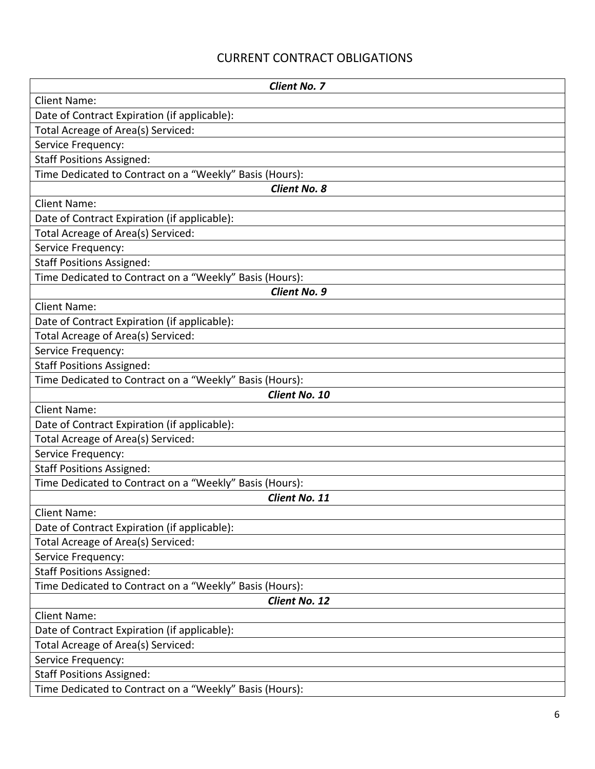## CURRENT CONTRACT OBLIGATIONS

| ***Client No. 7*** |
|---|
| Client Name: |
| Date of Contract Expiration (if applicable): |
| Total Acreage of Area(s) Serviced: |
| Service Frequency: |
| Staff Positions Assigned: |
| Time Dedicated to Contract on a "Weekly" Basis (Hours): |
| ***Client No. 8*** |
| Client Name: |
| Date of Contract Expiration (if applicable): |
| Total Acreage of Area(s) Serviced: |
| Service Frequency: |
| Staff Positions Assigned: |
| Time Dedicated to Contract on a "Weekly" Basis (Hours): |
| ***Client No. 9*** |
| Client Name: |
| Date of Contract Expiration (if applicable): |
| Total Acreage of Area(s) Serviced: |
| Service Frequency: |
| Staff Positions Assigned: |
| Time Dedicated to Contract on a "Weekly" Basis (Hours): |
| ***Client No. 10*** |
| Client Name: |
| Date of Contract Expiration (if applicable): |
| Total Acreage of Area(s) Serviced: |
| Service Frequency: |
| Staff Positions Assigned: |
| Time Dedicated to Contract on a "Weekly" Basis (Hours): |
| ***Client No. 11*** |
| Client Name: |
| Date of Contract Expiration (if applicable): |
| Total Acreage of Area(s) Serviced: |
| Service Frequency: |
| Staff Positions Assigned: |
| Time Dedicated to Contract on a "Weekly" Basis (Hours): |
| ***Client No. 12*** |
| Client Name: |
| Date of Contract Expiration (if applicable): |
| Total Acreage of Area(s) Serviced: |
| Service Frequency: |
| Staff Positions Assigned: |
| Time Dedicated to Contract on a "Weekly" Basis (Hours): |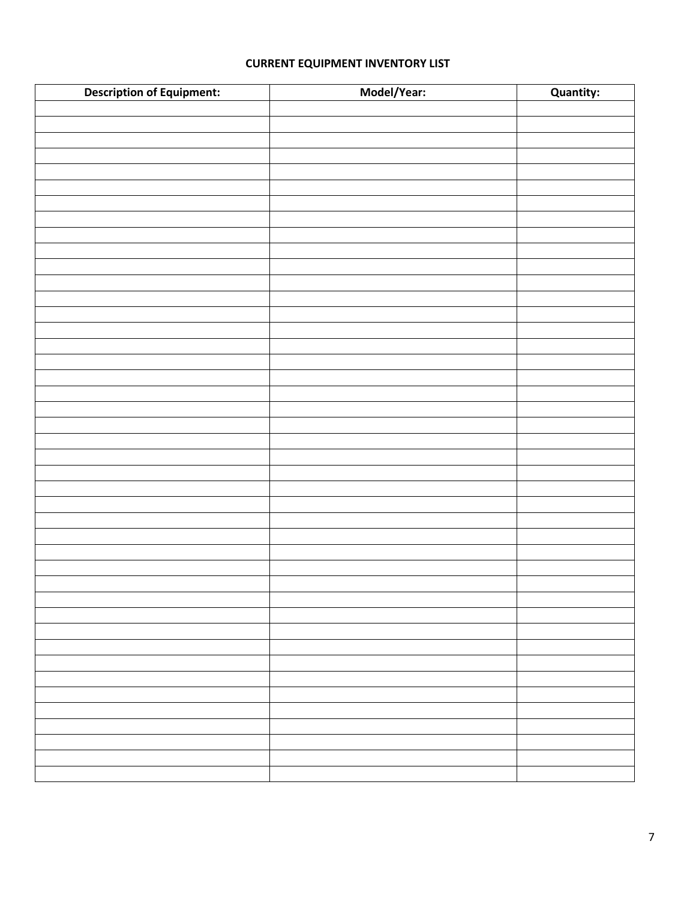**CURRENT EQUIPMENT INVENTORY LIST**

| Description of Equipment: | Model/Year: | Quantity: |
|---|---|---|
| | | |
| | | |
| | | |
| | | |
| | | |
| | | |
| | | |
| | | |
| | | |
| | | |
| | | |
| | | |
| | | |
| | | |
| | | |
| | | |
| | | |
| | | |
| | | |
| | | |
| | | |
| | | |
| | | |
| | | |
| | | |
| | | |
| | | |
| | | |
| | | |
| | | |
| | | |
| | | |
| | | |
| | | |
| | | |
| | | |
| | | |
| | | |
| | | |
| | | |
| | | |
| | | |
| | | |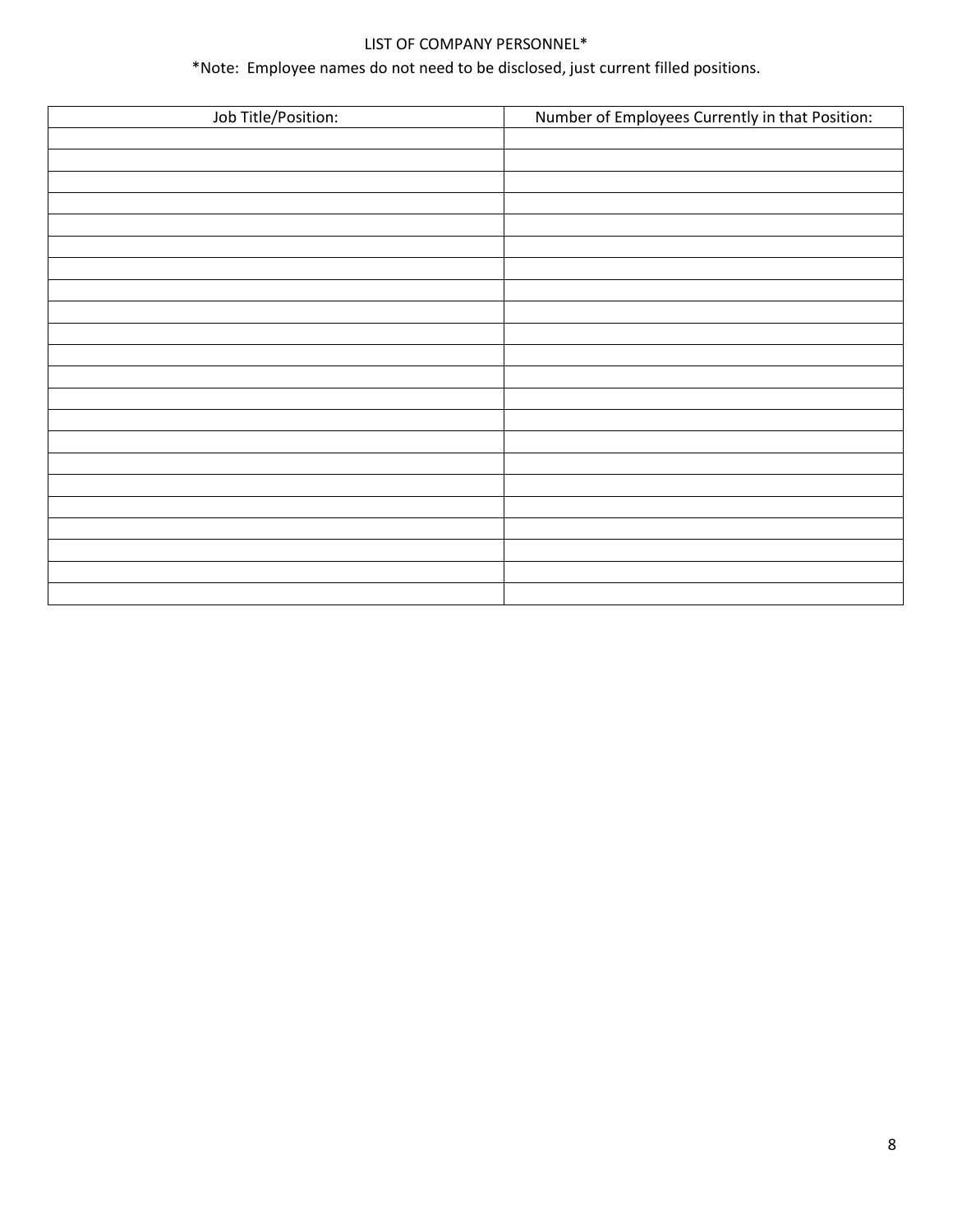LIST OF COMPANY PERSONNEL*

*Note: Employee names do not need to be disclosed, just current filled positions.

| Job Title/Position: | Number of Employees Currently in that Position: |
|---|---|
| | |
| | |
| | |
| | |
| | |
| | |
| | |
| | |
| | |
| | |
| | |
| | |
| | |
| | |
| | |
| | |
| | |
| | |
| | |
| | |
| | |
| | |